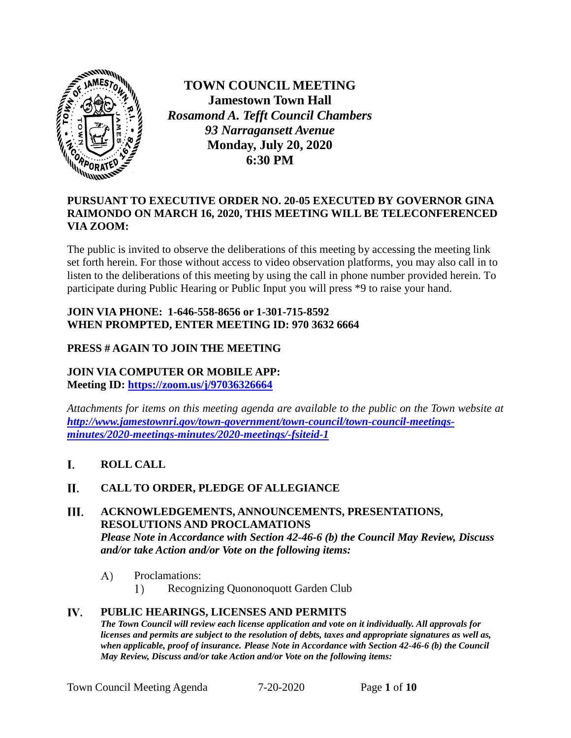# TOWN COUNCIL MEETING

**Jamestown Town Hall**
***Rosamond A. Tefft Council Chambers***
***93 Narragansett Avenue***
**Monday, July 20, 2020**
**6:30 PM**

**PURSUANT TO EXECUTIVE ORDER NO. 20-05 EXECUTED BY GOVERNOR GINA RAIMONDO ON MARCH 16, 2020, THIS MEETING WILL BE TELECONFERENCED VIA ZOOM:**

The public is invited to observe the deliberations of this meeting by accessing the meeting link set forth herein. For those without access to video observation platforms, you may also call in to listen to the deliberations of this meeting by using the call in phone number provided herein. To participate during Public Hearing or Public Input you will press *9 to raise your hand.

**JOIN VIA PHONE: 1-646-558-8656 or 1-301-715-8592**
**WHEN PROMPTED, ENTER MEETING ID: 970 3632 6664**

**PRESS # AGAIN TO JOIN THE MEETING**

**JOIN VIA COMPUTER OR MOBILE APP:**
**Meeting ID: [https://zoom.us/j/97036326664](https://zoom.us/j/97036326664)**

*Attachments for items on this meeting agenda are available to the public on the Town website at [http://www.jamestownri.gov/town-government/town-council/town-council-meetings-minutes/2020-meetings-minutes/2020-meetings/-fsiteid-1](http://www.jamestownri.gov/town-government/town-council/town-council-meetings-minutes/2020-meetings-minutes/2020-meetings/-fsiteid-1)*

## I. ROLL CALL

## II. CALL TO ORDER, PLEDGE OF ALLEGIANCE

## III. ACKNOWLEDGEMENTS, ANNOUNCEMENTS, PRESENTATIONS, RESOLUTIONS AND PROCLAMATIONS

***Please Note in Accordance with Section 42-46-6 (b) the Council May Review, Discuss and/or take Action and/or Vote on the following items:***

A) Proclamations:
   1) Recognizing Quononoquott Garden Club

## IV. PUBLIC HEARINGS, LICENSES AND PERMITS

***The Town Council will review each license application and vote on it individually. All approvals for licenses and permits are subject to the resolution of debts, taxes and appropriate signatures as well as, when applicable, proof of insurance. Please Note in Accordance with Section 42-46-6 (b) the Council May Review, Discuss and/or take Action and/or Vote on the following items:***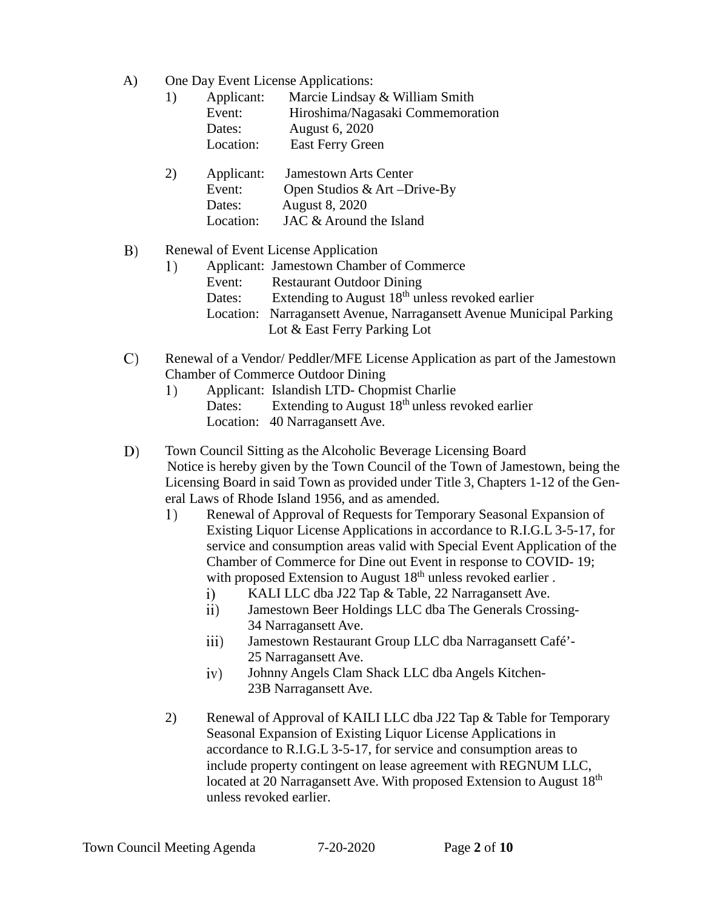A) One Day Event License Applications:

1) Applicant: Marcie Lindsay & William Smith
   Event: Hiroshima/Nagasaki Commemoration
   Dates: August 6, 2020
   Location: East Ferry Green

2) Applicant: Jamestown Arts Center
   Event: Open Studios & Art –Drive-By
   Dates: August 8, 2020
   Location: JAC & Around the Island

B) Renewal of Event License Application

1) Applicant: Jamestown Chamber of Commerce
   Event: Restaurant Outdoor Dining
   Dates: Extending to August 18th unless revoked earlier
   Location: Narragansett Avenue, Narragansett Avenue Municipal Parking Lot & East Ferry Parking Lot

C) Renewal of a Vendor/ Peddler/MFE License Application as part of the Jamestown Chamber of Commerce Outdoor Dining

1) Applicant: Islandish LTD- Chopmist Charlie
   Dates: Extending to August 18th unless revoked earlier
   Location: 40 Narragansett Ave.

D) Town Council Sitting as the Alcoholic Beverage Licensing Board
Notice is hereby given by the Town Council of the Town of Jamestown, being the Licensing Board in said Town as provided under Title 3, Chapters 1-12 of the General Laws of Rhode Island 1956, and as amended.

1) Renewal of Approval of Requests for Temporary Seasonal Expansion of Existing Liquor License Applications in accordance to R.I.G.L 3-5-17, for service and consumption areas valid with Special Event Application of the Chamber of Commerce for Dine out Event in response to COVID- 19; with proposed Extension to August 18th unless revoked earlier .
   i) KALI LLC dba J22 Tap & Table, 22 Narragansett Ave.
   ii) Jamestown Beer Holdings LLC dba The Generals Crossing- 34 Narragansett Ave.
   iii) Jamestown Restaurant Group LLC dba Narragansett Café'- 25 Narragansett Ave.
   iv) Johnny Angels Clam Shack LLC dba Angels Kitchen- 23B Narragansett Ave.

2) Renewal of Approval of KAILI LLC dba J22 Tap & Table for Temporary Seasonal Expansion of Existing Liquor License Applications in accordance to R.I.G.L 3-5-17, for service and consumption areas to include property contingent on lease agreement with REGNUM LLC, located at 20 Narragansett Ave. With proposed Extension to August 18th unless revoked earlier.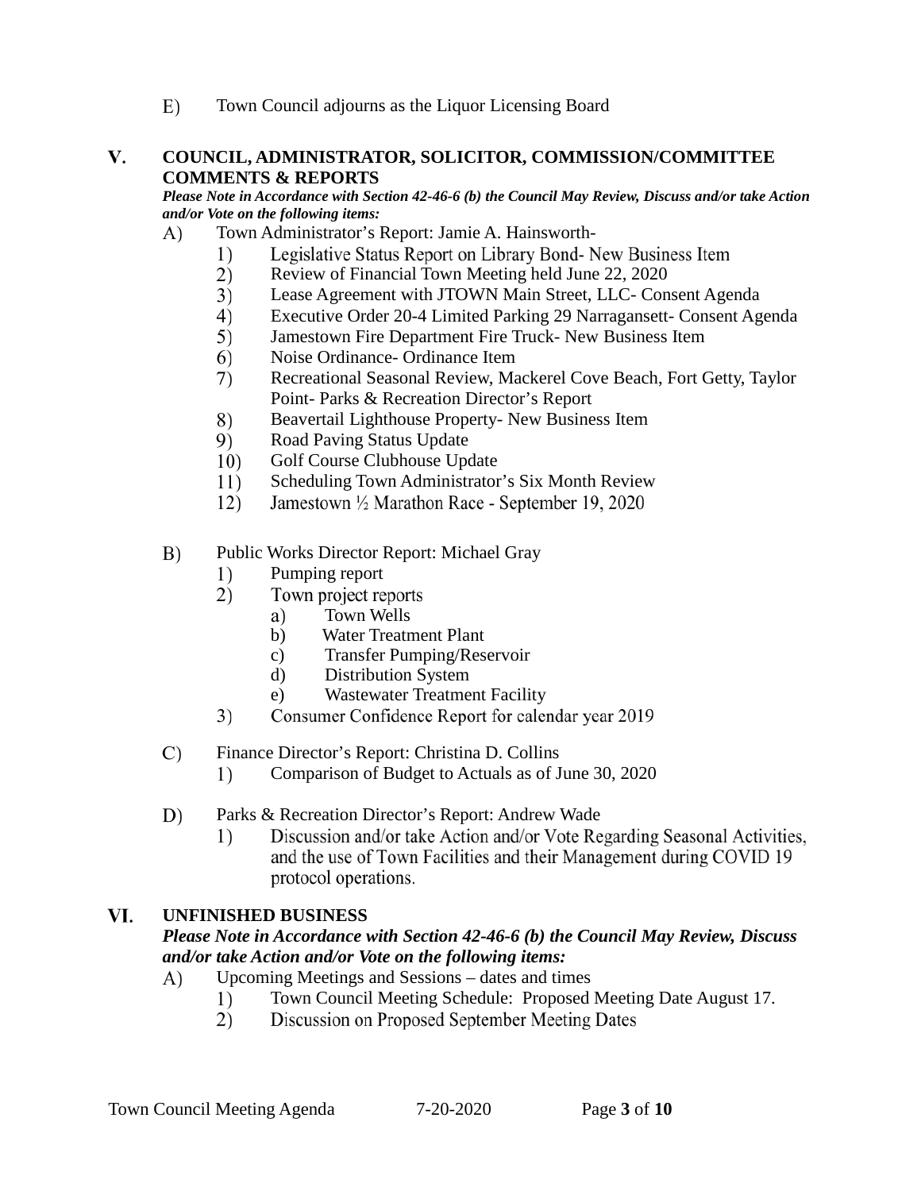E) Town Council adjourns as the Liquor Licensing Board

## V. COUNCIL, ADMINISTRATOR, SOLICITOR, COMMISSION/COMMITTEE COMMENTS & REPORTS

***Please Note in Accordance with Section 42-46-6 (b) the Council May Review, Discuss and/or take Action and/or Vote on the following items:***

A) Town Administrator's Report: Jamie A. Hainsworth-
   1) Legislative Status Report on Library Bond- New Business Item
   2) Review of Financial Town Meeting held June 22, 2020
   3) Lease Agreement with JTOWN Main Street, LLC- Consent Agenda
   4) Executive Order 20-4 Limited Parking 29 Narragansett- Consent Agenda
   5) Jamestown Fire Department Fire Truck- New Business Item
   6) Noise Ordinance- Ordinance Item
   7) Recreational Seasonal Review, Mackerel Cove Beach, Fort Getty, Taylor Point- Parks & Recreation Director's Report
   8) Beavertail Lighthouse Property- New Business Item
   9) Road Paving Status Update
   10) Golf Course Clubhouse Update
   11) Scheduling Town Administrator's Six Month Review
   12) Jamestown ½ Marathon Race - September 19, 2020

B) Public Works Director Report: Michael Gray
   1) Pumping report
   2) Town project reports
      a) Town Wells
      b) Water Treatment Plant
      c) Transfer Pumping/Reservoir
      d) Distribution System
      e) Wastewater Treatment Facility
   3) Consumer Confidence Report for calendar year 2019

C) Finance Director's Report: Christina D. Collins
   1) Comparison of Budget to Actuals as of June 30, 2020

D) Parks & Recreation Director's Report: Andrew Wade
   1) Discussion and/or take Action and/or Vote Regarding Seasonal Activities, and the use of Town Facilities and their Management during COVID 19 protocol operations.

## VI. UNFINISHED BUSINESS

***Please Note in Accordance with Section 42-46-6 (b) the Council May Review, Discuss and/or take Action and/or Vote on the following items:***

A) Upcoming Meetings and Sessions – dates and times
   1) Town Council Meeting Schedule: Proposed Meeting Date August 17.
   2) Discussion on Proposed September Meeting Dates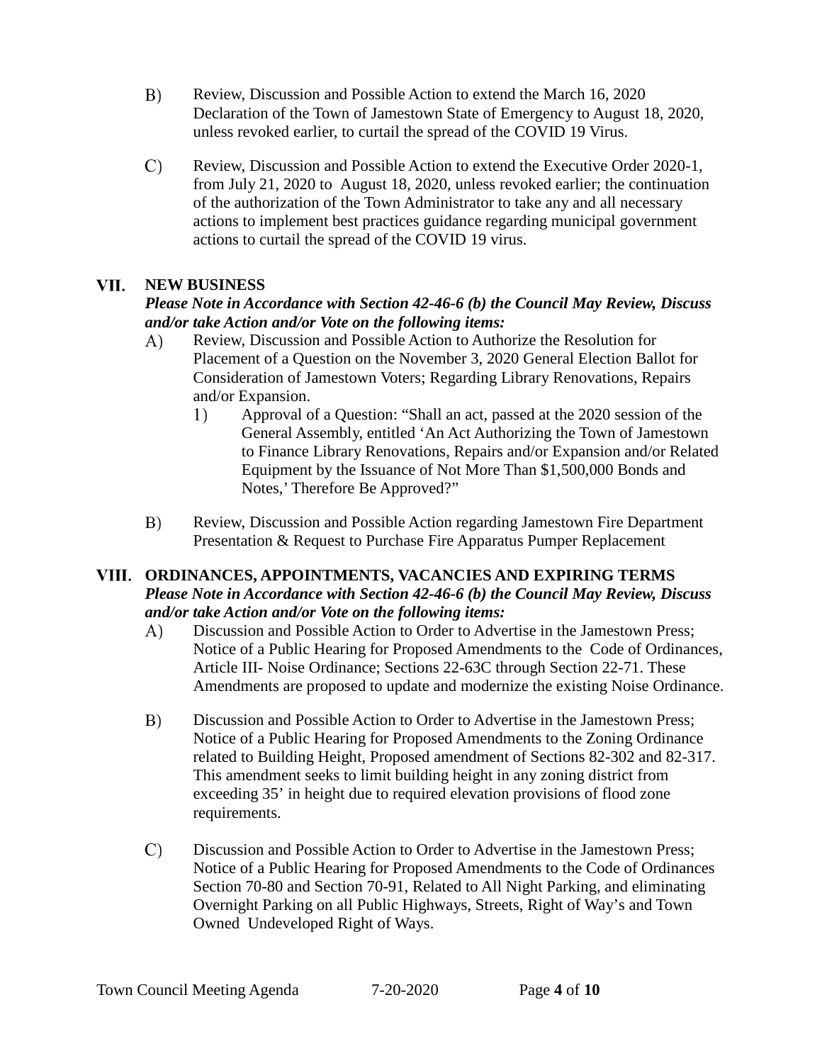B) Review, Discussion and Possible Action to extend the March 16, 2020 Declaration of the Town of Jamestown State of Emergency to August 18, 2020, unless revoked earlier, to curtail the spread of the COVID 19 Virus.

C) Review, Discussion and Possible Action to extend the Executive Order 2020-1, from July 21, 2020 to August 18, 2020, unless revoked earlier; the continuation of the authorization of the Town Administrator to take any and all necessary actions to implement best practices guidance regarding municipal government actions to curtail the spread of the COVID 19 virus.

## VII. NEW BUSINESS

***Please Note in Accordance with Section 42-46-6 (b) the Council May Review, Discuss and/or take Action and/or Vote on the following items:***

A) Review, Discussion and Possible Action to Authorize the Resolution for Placement of a Question on the November 3, 2020 General Election Ballot for Consideration of Jamestown Voters; Regarding Library Renovations, Repairs and/or Expansion.

1) Approval of a Question: "Shall an act, passed at the 2020 session of the General Assembly, entitled 'An Act Authorizing the Town of Jamestown to Finance Library Renovations, Repairs and/or Expansion and/or Related Equipment by the Issuance of Not More Than $1,500,000 Bonds and Notes,' Therefore Be Approved?"

B) Review, Discussion and Possible Action regarding Jamestown Fire Department Presentation & Request to Purchase Fire Apparatus Pumper Replacement

## VIII. ORDINANCES, APPOINTMENTS, VACANCIES AND EXPIRING TERMS

***Please Note in Accordance with Section 42-46-6 (b) the Council May Review, Discuss and/or take Action and/or Vote on the following items:***

A) Discussion and Possible Action to Order to Advertise in the Jamestown Press; Notice of a Public Hearing for Proposed Amendments to the Code of Ordinances, Article III- Noise Ordinance; Sections 22-63C through Section 22-71. These Amendments are proposed to update and modernize the existing Noise Ordinance.

B) Discussion and Possible Action to Order to Advertise in the Jamestown Press; Notice of a Public Hearing for Proposed Amendments to the Zoning Ordinance related to Building Height, Proposed amendment of Sections 82-302 and 82-317. This amendment seeks to limit building height in any zoning district from exceeding 35' in height due to required elevation provisions of flood zone requirements.

C) Discussion and Possible Action to Order to Advertise in the Jamestown Press; Notice of a Public Hearing for Proposed Amendments to the Code of Ordinances Section 70-80 and Section 70-91, Related to All Night Parking, and eliminating Overnight Parking on all Public Highways, Streets, Right of Way's and Town Owned Undeveloped Right of Ways.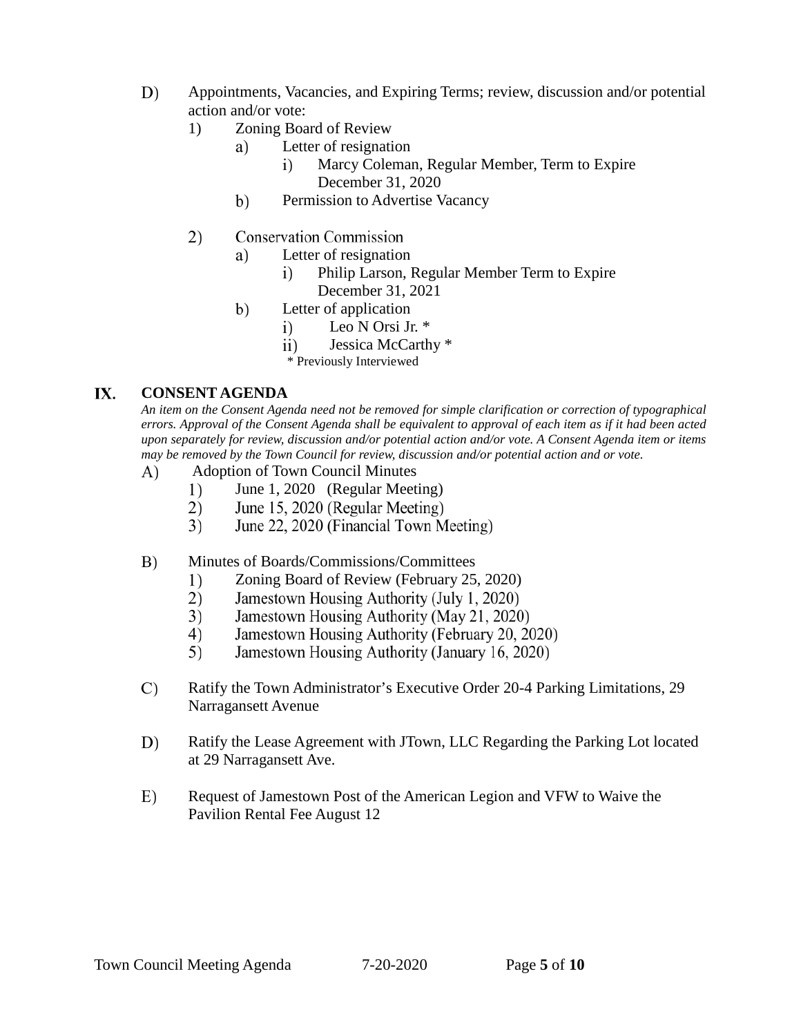D) Appointments, Vacancies, and Expiring Terms; review, discussion and/or potential action and/or vote:

1) Zoning Board of Review
    a) Letter of resignation
        i) Marcy Coleman, Regular Member, Term to Expire December 31, 2020
    b) Permission to Advertise Vacancy

2) Conservation Commission
    a) Letter of resignation
        i) Philip Larson, Regular Member Term to Expire December 31, 2021
    b) Letter of application
        i) Leo N Orsi Jr. *
        ii) Jessica McCarthy *

    * Previously Interviewed

## IX. CONSENT AGENDA

*An item on the Consent Agenda need not be removed for simple clarification or correction of typographical errors. Approval of the Consent Agenda shall be equivalent to approval of each item as if it had been acted upon separately for review, discussion and/or potential action and/or vote. A Consent Agenda item or items may be removed by the Town Council for review, discussion and/or potential action and or vote.*

A) Adoption of Town Council Minutes
    1) June 1, 2020 (Regular Meeting)
    2) June 15, 2020 (Regular Meeting)
    3) June 22, 2020 (Financial Town Meeting)

B) Minutes of Boards/Commissions/Committees
    1) Zoning Board of Review (February 25, 2020)
    2) Jamestown Housing Authority (July 1, 2020)
    3) Jamestown Housing Authority (May 21, 2020)
    4) Jamestown Housing Authority (February 20, 2020)
    5) Jamestown Housing Authority (January 16, 2020)

C) Ratify the Town Administrator's Executive Order 20-4 Parking Limitations, 29 Narragansett Avenue

D) Ratify the Lease Agreement with JTown, LLC Regarding the Parking Lot located at 29 Narragansett Ave.

E) Request of Jamestown Post of the American Legion and VFW to Waive the Pavilion Rental Fee August 12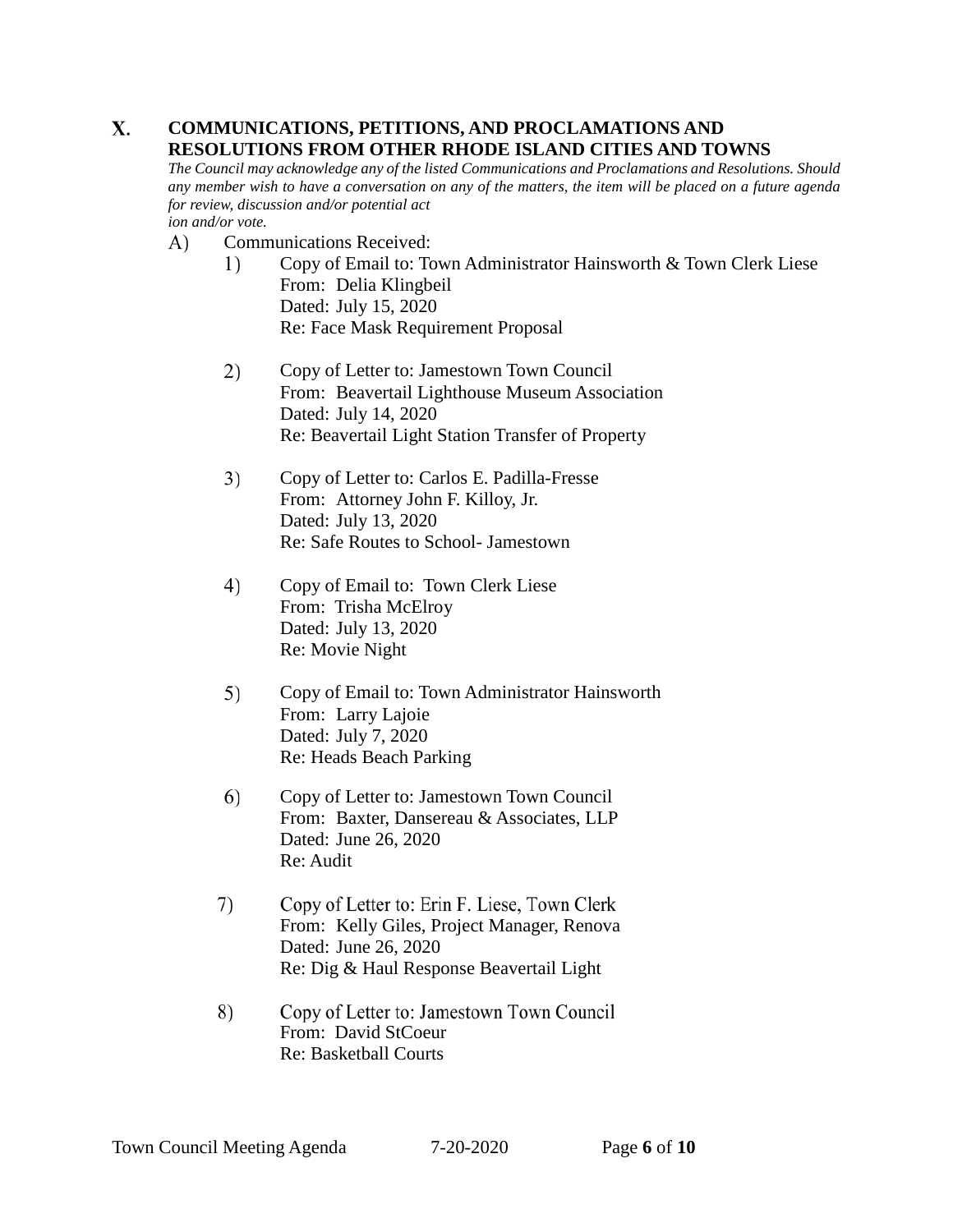# X. COMMUNICATIONS, PETITIONS, AND PROCLAMATIONS AND RESOLUTIONS FROM OTHER RHODE ISLAND CITIES AND TOWNS

*The Council may acknowledge any of the listed Communications and Proclamations and Resolutions. Should any member wish to have a conversation on any of the matters, the item will be placed on a future agenda for review, discussion and/or potential act ion and/or vote.*

A) Communications Received:

1) Copy of Email to: Town Administrator Hainsworth & Town Clerk Liese
   From: Delia Klingbeil
   Dated: July 15, 2020
   Re: Face Mask Requirement Proposal

2) Copy of Letter to: Jamestown Town Council
   From: Beavertail Lighthouse Museum Association
   Dated: July 14, 2020
   Re: Beavertail Light Station Transfer of Property

3) Copy of Letter to: Carlos E. Padilla-Fresse
   From: Attorney John F. Killoy, Jr.
   Dated: July 13, 2020
   Re: Safe Routes to School- Jamestown

4) Copy of Email to: Town Clerk Liese
   From: Trisha McElroy
   Dated: July 13, 2020
   Re: Movie Night

5) Copy of Email to: Town Administrator Hainsworth
   From: Larry Lajoie
   Dated: July 7, 2020
   Re: Heads Beach Parking

6) Copy of Letter to: Jamestown Town Council
   From: Baxter, Dansereau & Associates, LLP
   Dated: June 26, 2020
   Re: Audit

7) Copy of Letter to: Erin F. Liese, Town Clerk
   From: Kelly Giles, Project Manager, Renova
   Dated: June 26, 2020
   Re: Dig & Haul Response Beavertail Light

8) Copy of Letter to: Jamestown Town Council
   From: David StCoeur
   Re: Basketball Courts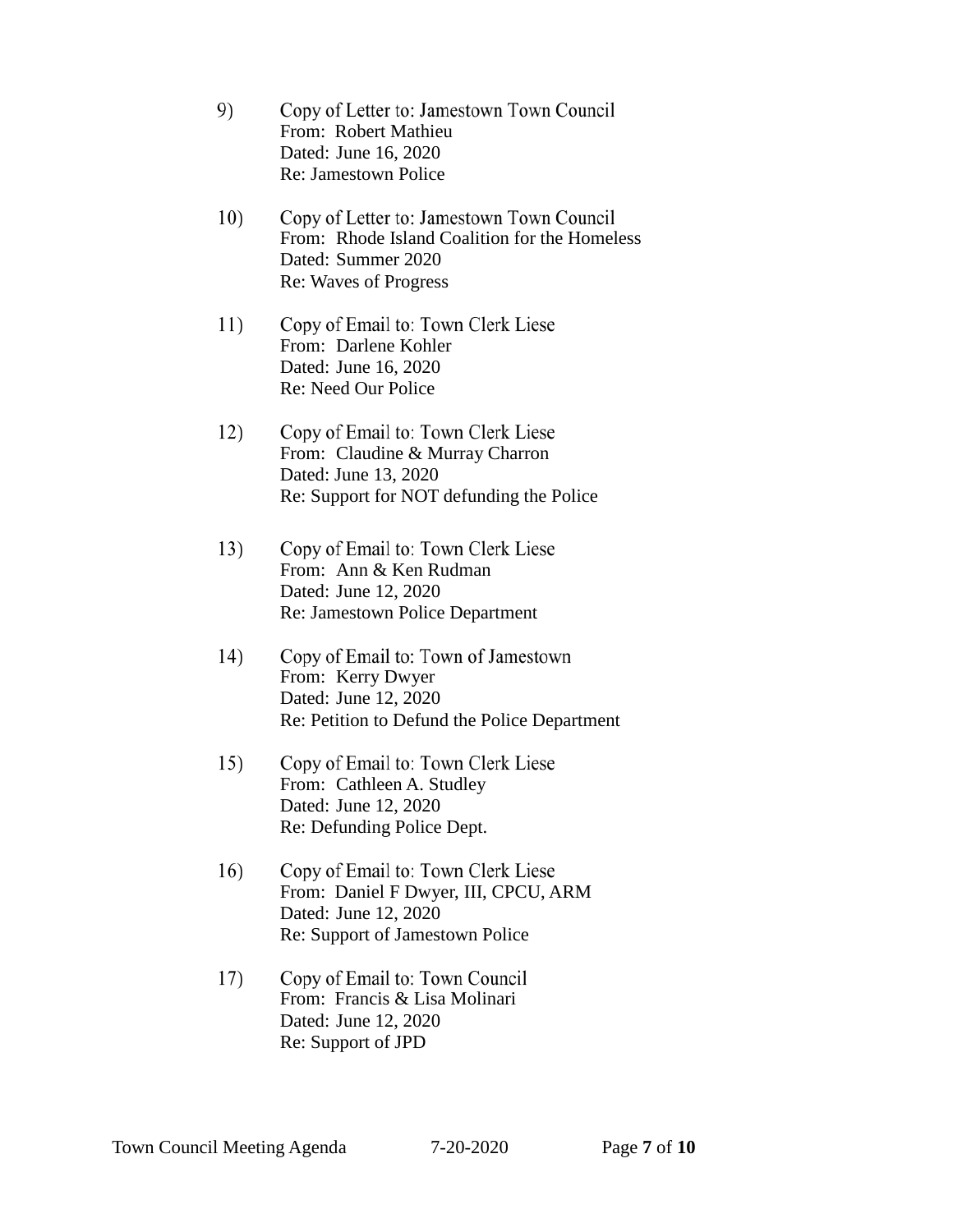9) Copy of Letter to: Jamestown Town Council
   From: Robert Mathieu
   Dated: June 16, 2020
   Re: Jamestown Police

10) Copy of Letter to: Jamestown Town Council
    From: Rhode Island Coalition for the Homeless
    Dated: Summer 2020
    Re: Waves of Progress

11) Copy of Email to: Town Clerk Liese
    From: Darlene Kohler
    Dated: June 16, 2020
    Re: Need Our Police

12) Copy of Email to: Town Clerk Liese
    From: Claudine & Murray Charron
    Dated: June 13, 2020
    Re: Support for NOT defunding the Police

13) Copy of Email to: Town Clerk Liese
    From: Ann & Ken Rudman
    Dated: June 12, 2020
    Re: Jamestown Police Department

14) Copy of Email to: Town of Jamestown
    From: Kerry Dwyer
    Dated: June 12, 2020
    Re: Petition to Defund the Police Department

15) Copy of Email to: Town Clerk Liese
    From: Cathleen A. Studley
    Dated: June 12, 2020
    Re: Defunding Police Dept.

16) Copy of Email to: Town Clerk Liese
    From: Daniel F Dwyer, III, CPCU, ARM
    Dated: June 12, 2020
    Re: Support of Jamestown Police

17) Copy of Email to: Town Council
    From: Francis & Lisa Molinari
    Dated: June 12, 2020
    Re: Support of JPD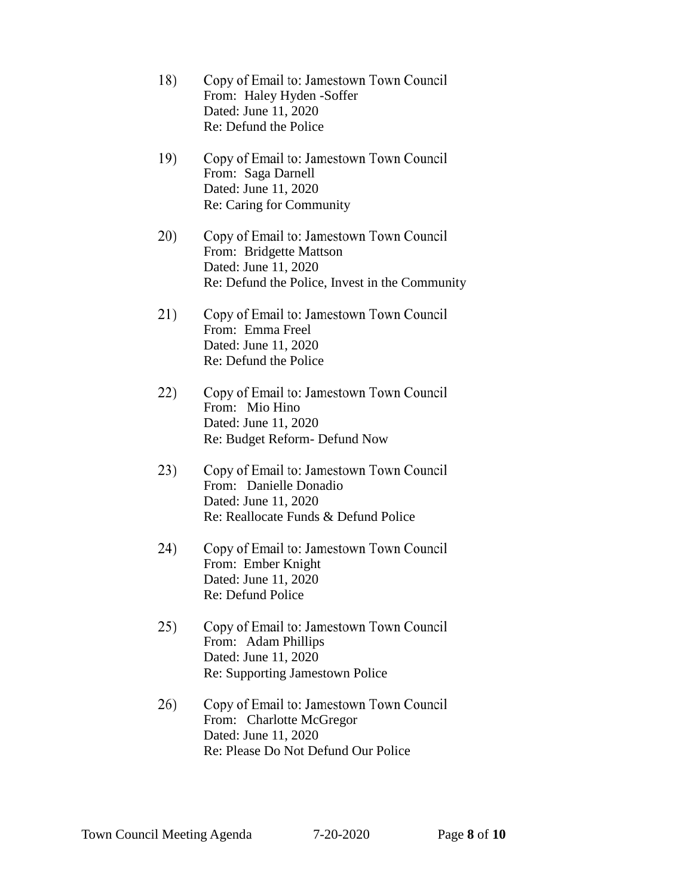18) Copy of Email to: Jamestown Town Council
From: Haley Hyden -Soffer
Dated: June 11, 2020
Re: Defund the Police

19) Copy of Email to: Jamestown Town Council
From: Saga Darnell
Dated: June 11, 2020
Re: Caring for Community

20) Copy of Email to: Jamestown Town Council
From: Bridgette Mattson
Dated: June 11, 2020
Re: Defund the Police, Invest in the Community

21) Copy of Email to: Jamestown Town Council
From: Emma Freel
Dated: June 11, 2020
Re: Defund the Police

22) Copy of Email to: Jamestown Town Council
From: Mio Hino
Dated: June 11, 2020
Re: Budget Reform- Defund Now

23) Copy of Email to: Jamestown Town Council
From: Danielle Donadio
Dated: June 11, 2020
Re: Reallocate Funds & Defund Police

24) Copy of Email to: Jamestown Town Council
From: Ember Knight
Dated: June 11, 2020
Re: Defund Police

25) Copy of Email to: Jamestown Town Council
From: Adam Phillips
Dated: June 11, 2020
Re: Supporting Jamestown Police

26) Copy of Email to: Jamestown Town Council
From: Charlotte McGregor
Dated: June 11, 2020
Re: Please Do Not Defund Our Police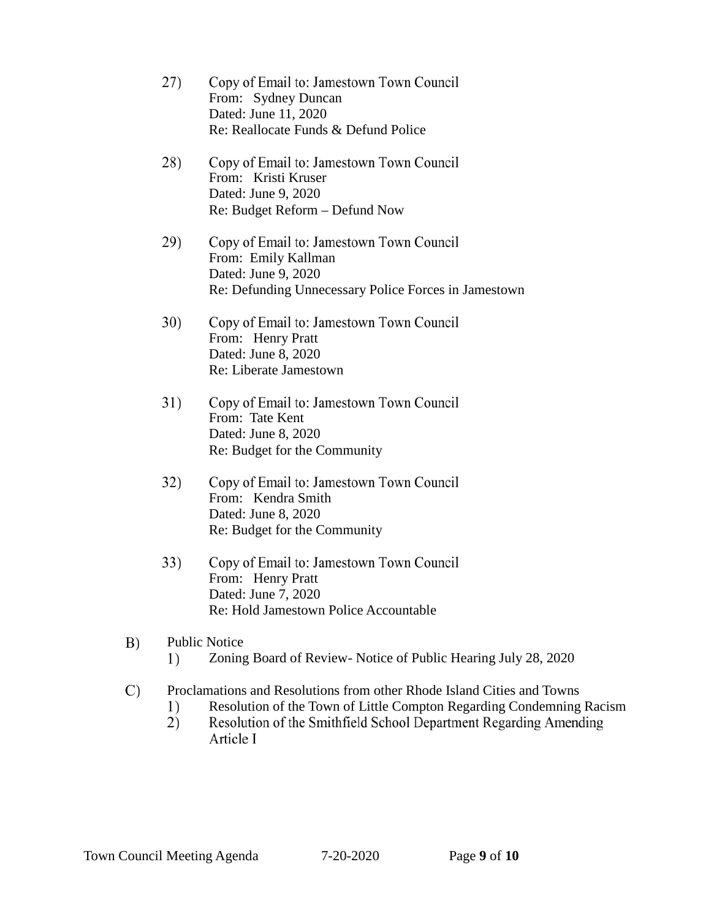27) Copy of Email to: Jamestown Town Council
   From: Sydney Duncan
   Dated: June 11, 2020
   Re: Reallocate Funds & Defund Police

28) Copy of Email to: Jamestown Town Council
   From: Kristi Kruser
   Dated: June 9, 2020
   Re: Budget Reform – Defund Now

29) Copy of Email to: Jamestown Town Council
   From: Emily Kallman
   Dated: June 9, 2020
   Re: Defunding Unnecessary Police Forces in Jamestown

30) Copy of Email to: Jamestown Town Council
   From: Henry Pratt
   Dated: June 8, 2020
   Re: Liberate Jamestown

31) Copy of Email to: Jamestown Town Council
   From: Tate Kent
   Dated: June 8, 2020
   Re: Budget for the Community

32) Copy of Email to: Jamestown Town Council
   From: Kendra Smith
   Dated: June 8, 2020
   Re: Budget for the Community

33) Copy of Email to: Jamestown Town Council
   From: Henry Pratt
   Dated: June 7, 2020
   Re: Hold Jamestown Police Accountable

B) Public Notice
   1) Zoning Board of Review- Notice of Public Hearing July 28, 2020

C) Proclamations and Resolutions from other Rhode Island Cities and Towns
   1) Resolution of the Town of Little Compton Regarding Condemning Racism
   2) Resolution of the Smithfield School Department Regarding Amending Article I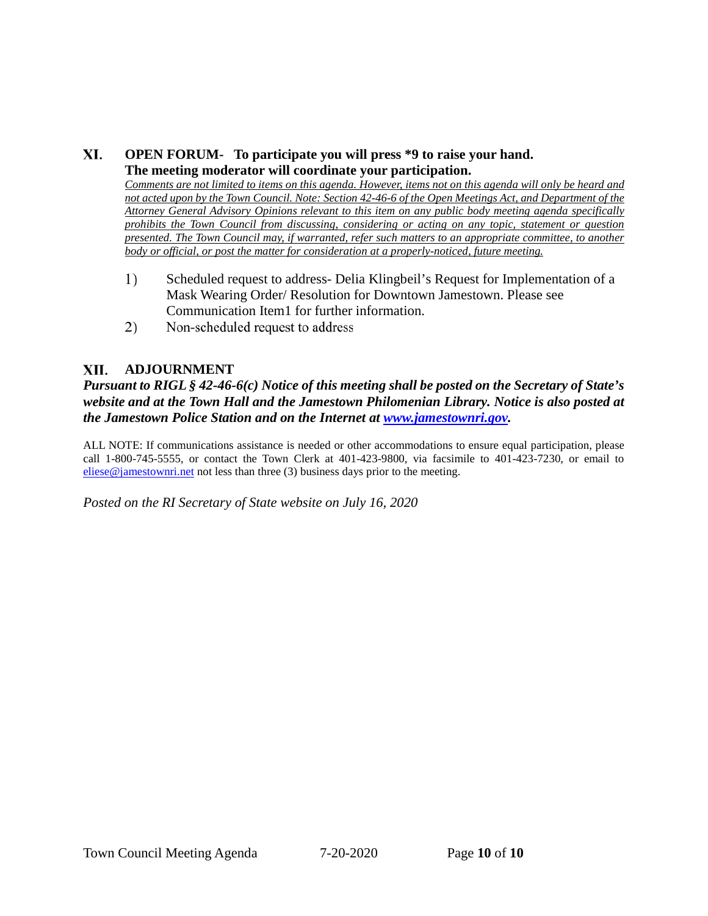## XI. OPEN FORUM- To participate you will press *9 to raise your hand. The meeting moderator will coordinate your participation.

*Comments are not limited to items on this agenda. However, items not on this agenda will only be heard and not acted upon by the Town Council. Note: Section 42-46-6 of the Open Meetings Act, and Department of the Attorney General Advisory Opinions relevant to this item on any public body meeting agenda specifically prohibits the Town Council from discussing, considering or acting on any topic, statement or question presented. The Town Council may, if warranted, refer such matters to an appropriate committee, to another body or official, or post the matter for consideration at a properly-noticed, future meeting.*

1) Scheduled request to address- Delia Klingbeil's Request for Implementation of a Mask Wearing Order/ Resolution for Downtown Jamestown. Please see Communication Item1 for further information.
2) Non-scheduled request to address

## XII. ADJOURNMENT

***Pursuant to RIGL § 42-46-6(c) Notice of this meeting shall be posted on the Secretary of State's website and at the Town Hall and the Jamestown Philomenian Library. Notice is also posted at the Jamestown Police Station and on the Internet at [www.jamestownri.gov](http://www.jamestownri.gov).***

ALL NOTE: If communications assistance is needed or other accommodations to ensure equal participation, please call 1-800-745-5555, or contact the Town Clerk at 401-423-9800, via facsimile to 401-423-7230, or email to eliese@jamestownri.net not less than three (3) business days prior to the meeting.

*Posted on the RI Secretary of State website on July 16, 2020*